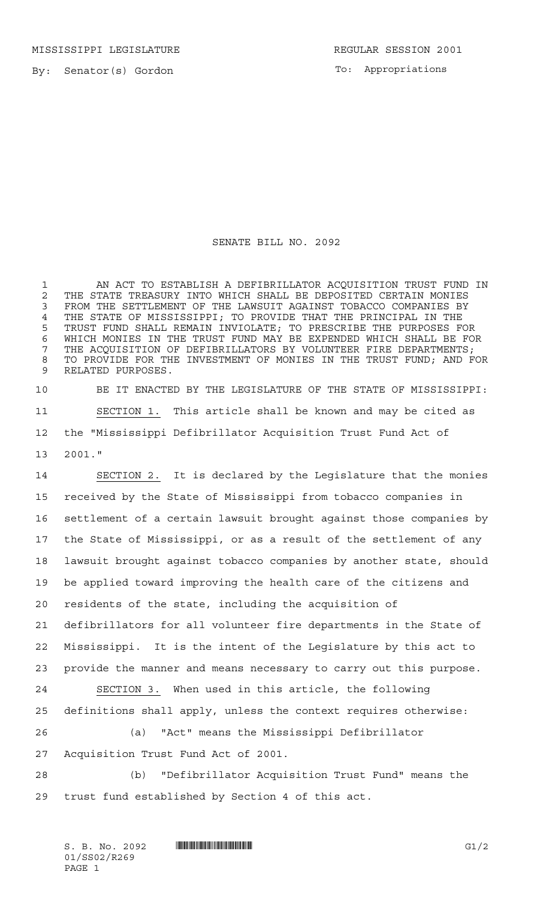MISSISSIPPI LEGISLATURE REGULAR SESSION 2001

By: Senator(s) Gordon

To: Appropriations

# SENATE BILL NO. 2092

AN ACT TO ESTABLISH A DEFIBRILLATOR ACQUISITION TRUST FUND IN THE STATE TREASURY INTO WHICH SHALL BE DEPOSITED CERTAIN MONIES FROM THE SETTLEMENT OF THE LAWSUIT AGAINST TOBACCO COMPANIES BY THE STATE OF MISSISSIPPI; TO PROVIDE THAT THE PRINCIPAL IN THE TRUST FUND SHALL REMAIN INVIOLATE; TO PRESCRIBE THE PURPOSES FOR WHICH MONIES IN THE TRUST FUND MAY BE EXPENDED WHICH SHALL BE FOR THE ACQUISITION OF DEFIBRILLATORS BY VOLUNTEER FIRE DEPARTMENTS; TO PROVIDE FOR THE INVESTMENT OF MONIES IN THE TRUST FUND; AND FOR RELATED PURPOSES.

BE IT ENACTED BY THE LEGISLATURE OF THE STATE OF MISSISSIPPI:

SECTION 1. This article shall be known and may be cited as the "Mississippi Defibrillator Acquisition Trust Fund Act of 2001."

SECTION 2. It is declared by the Legislature that the monies received by the State of Mississippi from tobacco companies in settlement of a certain lawsuit brought against those companies by the State of Mississippi, or as a result of the settlement of any lawsuit brought against tobacco companies by another state, should be applied toward improving the health care of the citizens and residents of the state, including the acquisition of defibrillators for all volunteer fire departments in the State of Mississippi. It is the intent of the Legislature by this act to provide the manner and means necessary to carry out this purpose.

SECTION 3. When used in this article, the following definitions shall apply, unless the context requires otherwise:

(a) "Act" means the Mississippi Defibrillator Acquisition Trust Fund Act of 2001.

(b) "Defibrillator Acquisition Trust Fund" means the trust fund established by Section 4 of this act.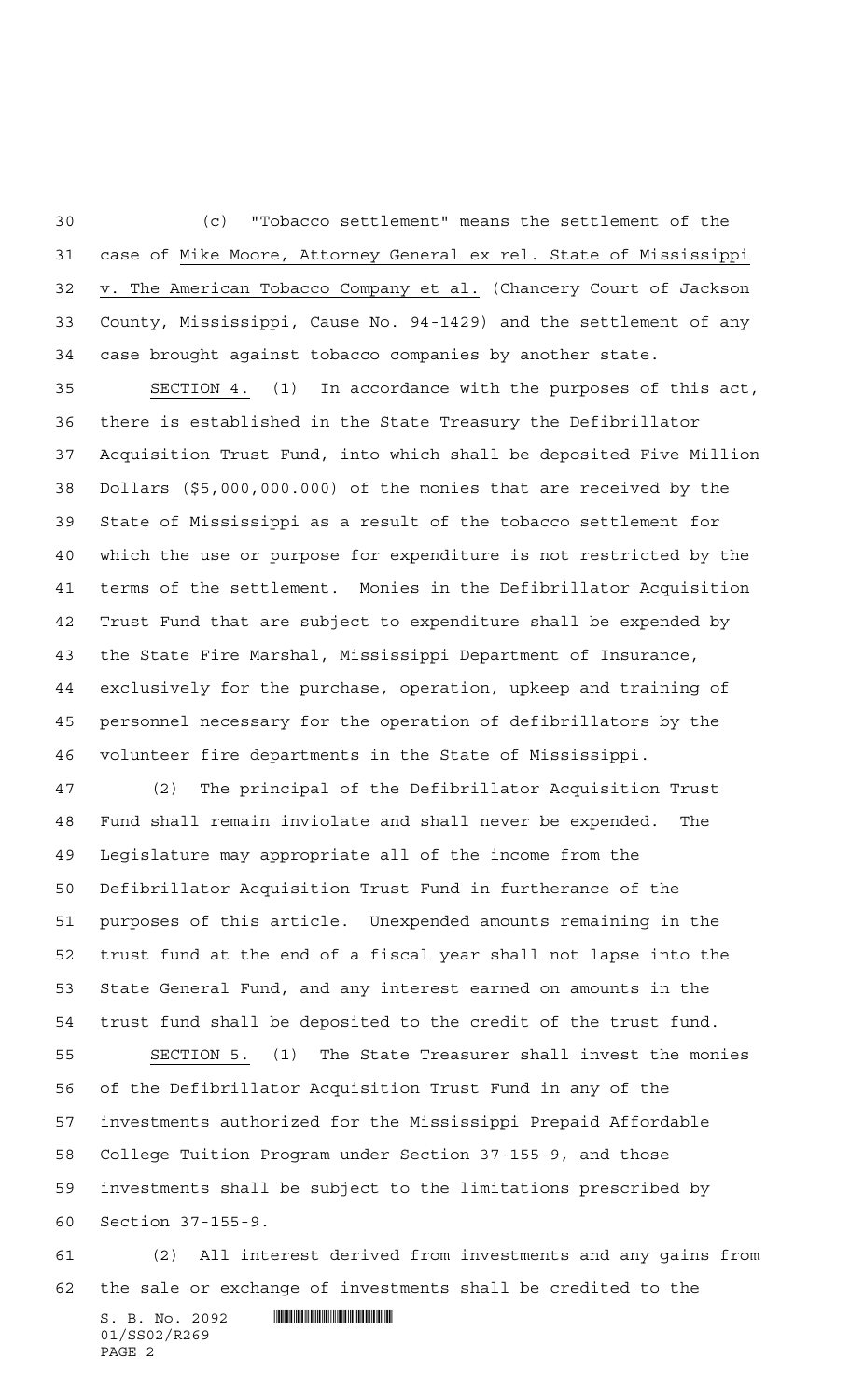(c) "Tobacco settlement" means the settlement of the case of Mike Moore, Attorney General ex rel. State of Mississippi v. The American Tobacco Company et al. (Chancery Court of Jackson County, Mississippi, Cause No. 94-1429) and the settlement of any case brought against tobacco companies by another state.

SECTION 4. (1) In accordance with the purposes of this act, there is established in the State Treasury the Defibrillator Acquisition Trust Fund, into which shall be deposited Five Million Dollars ($5,000,000.000) of the monies that are received by the State of Mississippi as a result of the tobacco settlement for which the use or purpose for expenditure is not restricted by the terms of the settlement. Monies in the Defibrillator Acquisition Trust Fund that are subject to expenditure shall be expended by the State Fire Marshal, Mississippi Department of Insurance, exclusively for the purchase, operation, upkeep and training of personnel necessary for the operation of defibrillators by the volunteer fire departments in the State of Mississippi.

(2) The principal of the Defibrillator Acquisition Trust Fund shall remain inviolate and shall never be expended. The Legislature may appropriate all of the income from the Defibrillator Acquisition Trust Fund in furtherance of the purposes of this article. Unexpended amounts remaining in the trust fund at the end of a fiscal year shall not lapse into the State General Fund, and any interest earned on amounts in the trust fund shall be deposited to the credit of the trust fund.

SECTION 5. (1) The State Treasurer shall invest the monies of the Defibrillator Acquisition Trust Fund in any of the investments authorized for the Mississippi Prepaid Affordable College Tuition Program under Section 37-155-9, and those investments shall be subject to the limitations prescribed by Section 37-155-9.

(2) All interest derived from investments and any gains from the sale or exchange of investments shall be credited to the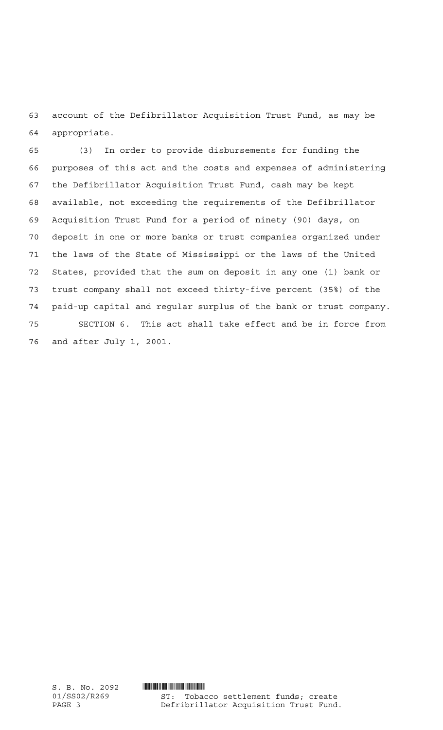account of the Defibrillator Acquisition Trust Fund, as may be appropriate.

(3) In order to provide disbursements for funding the purposes of this act and the costs and expenses of administering the Defibrillator Acquisition Trust Fund, cash may be kept available, not exceeding the requirements of the Defibrillator Acquisition Trust Fund for a period of ninety (90) days, on deposit in one or more banks or trust companies organized under the laws of the State of Mississippi or the laws of the United States, provided that the sum on deposit in any one (1) bank or trust company shall not exceed thirty-five percent (35%) of the paid-up capital and regular surplus of the bank or trust company.

SECTION 6. This act shall take effect and be in force from and after July 1, 2001.